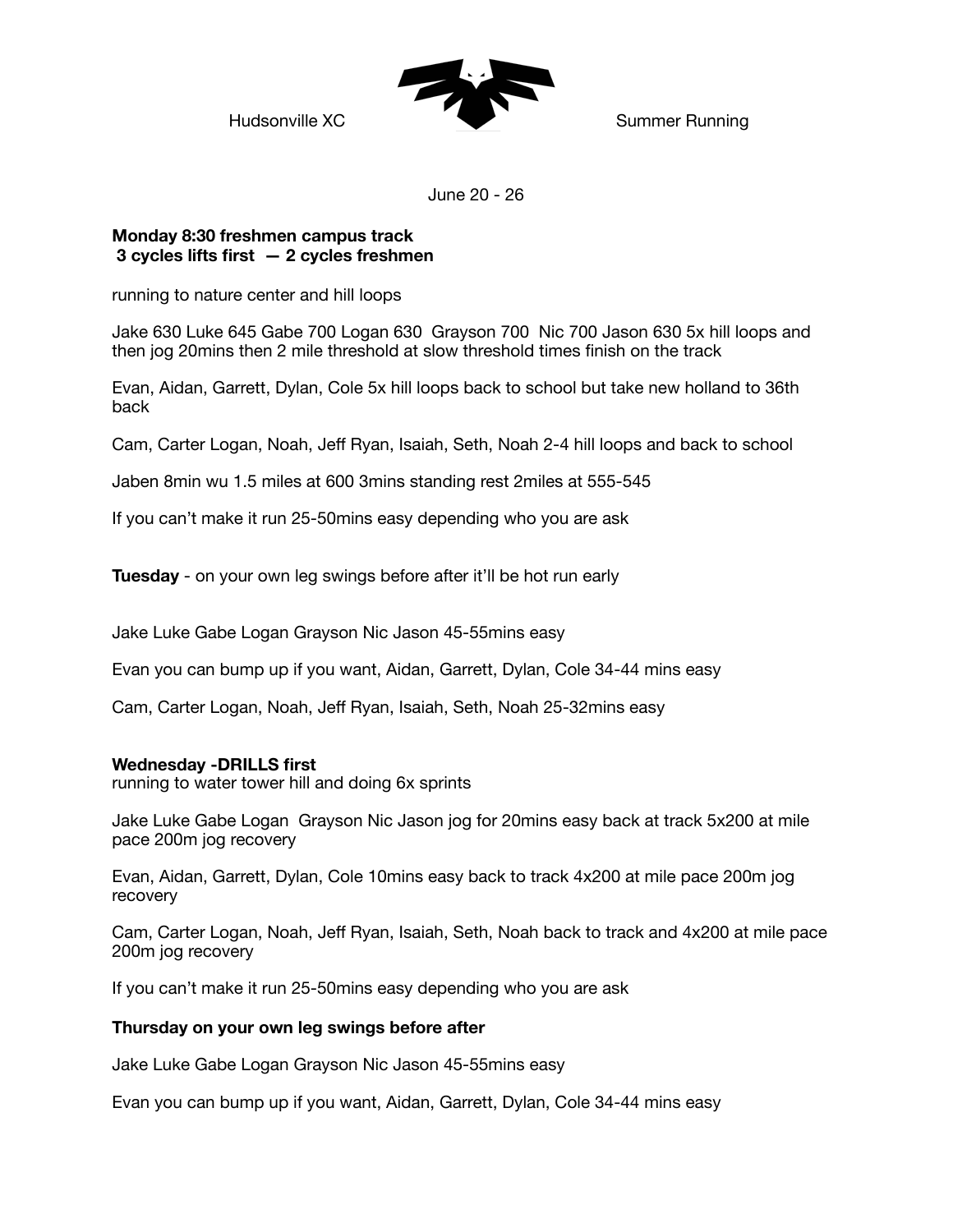Hudsonville XC Summer Running

June 20 - 26

**Monday 8:30 freshmen campus track**
**3 cycles lifts first — 2 cycles freshmen**

running to nature center and hill loops

Jake 630 Luke 645 Gabe 700 Logan 630 Grayson 700 Nic 700 Jason 630 5x hill loops and then jog 20mins then 2 mile threshold at slow threshold times finish on the track

Evan, Aidan, Garrett, Dylan, Cole 5x hill loops back to school but take new holland to 36th back

Cam, Carter Logan, Noah, Jeff Ryan, Isaiah, Seth, Noah 2-4 hill loops and back to school

Jaben 8min wu 1.5 miles at 600 3mins standing rest 2miles at 555-545

If you can't make it run 25-50mins easy depending who you are ask

**Tuesday** - on your own leg swings before after it'll be hot run early

Jake Luke Gabe Logan Grayson Nic Jason 45-55mins easy

Evan you can bump up if you want, Aidan, Garrett, Dylan, Cole 34-44 mins easy

Cam, Carter Logan, Noah, Jeff Ryan, Isaiah, Seth, Noah 25-32mins easy

**Wednesday -DRILLS first**
running to water tower hill and doing 6x sprints

Jake Luke Gabe Logan Grayson Nic Jason jog for 20mins easy back at track 5x200 at mile pace 200m jog recovery

Evan, Aidan, Garrett, Dylan, Cole 10mins easy back to track 4x200 at mile pace 200m jog recovery

Cam, Carter Logan, Noah, Jeff Ryan, Isaiah, Seth, Noah back to track and 4x200 at mile pace 200m jog recovery

If you can't make it run 25-50mins easy depending who you are ask

**Thursday on your own leg swings before after**

Jake Luke Gabe Logan Grayson Nic Jason 45-55mins easy

Evan you can bump up if you want, Aidan, Garrett, Dylan, Cole 34-44 mins easy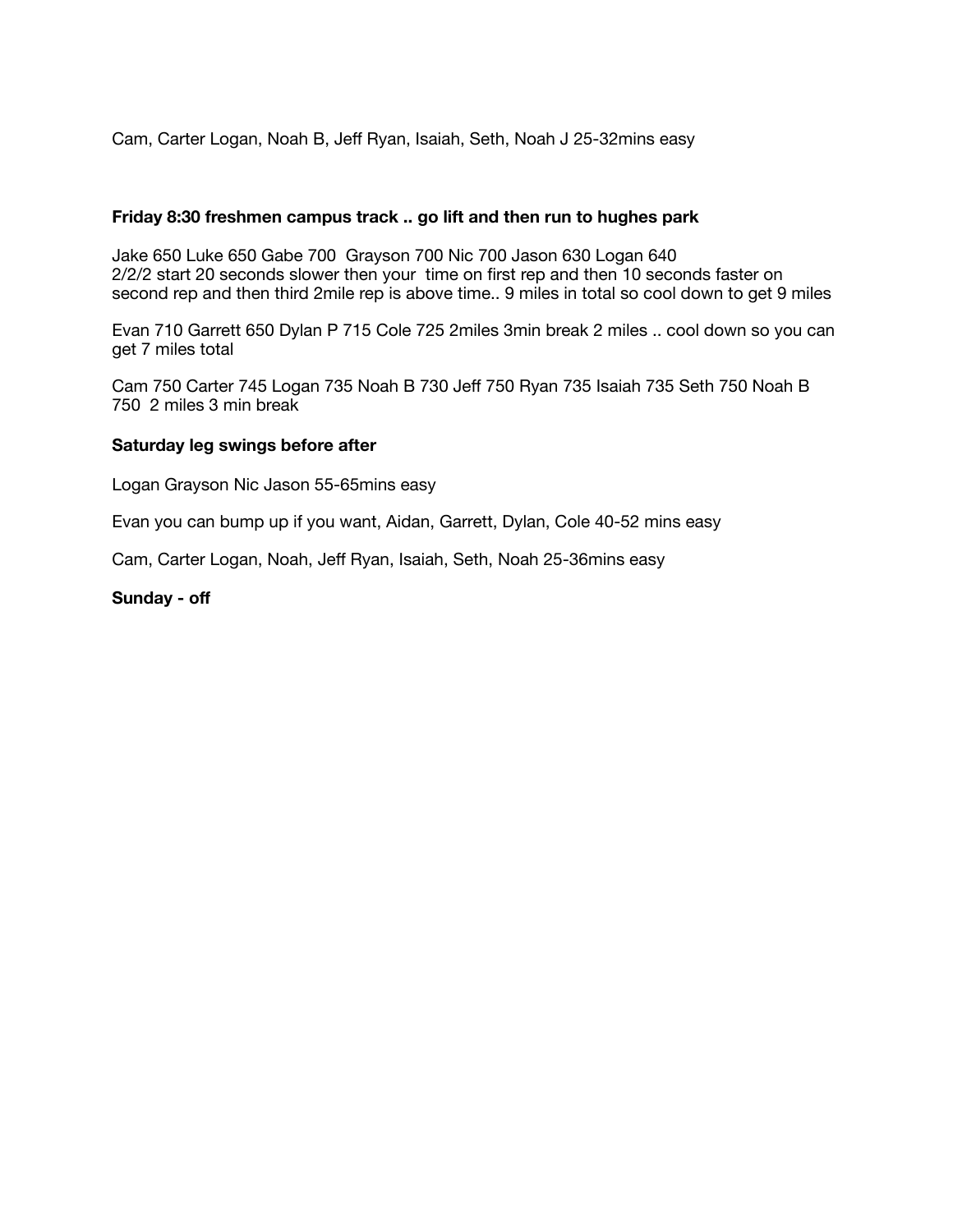Cam, Carter Logan, Noah B, Jeff Ryan, Isaiah, Seth, Noah J 25-32mins easy

**Friday 8:30 freshmen campus track .. go lift and then run to hughes park**

Jake 650 Luke 650 Gabe 700 Grayson 700 Nic 700 Jason 630 Logan 640
2/2/2 start 20 seconds slower then your time on first rep and then 10 seconds faster on second rep and then third 2mile rep is above time.. 9 miles in total so cool down to get 9 miles

Evan 710 Garrett 650 Dylan P 715 Cole 725 2miles 3min break 2 miles .. cool down so you can get 7 miles total

Cam 750 Carter 745 Logan 735 Noah B 730 Jeff 750 Ryan 735 Isaiah 735 Seth 750 Noah B 750 2 miles 3 min break

**Saturday leg swings before after**

Logan Grayson Nic Jason 55-65mins easy

Evan you can bump up if you want, Aidan, Garrett, Dylan, Cole 40-52 mins easy

Cam, Carter Logan, Noah, Jeff Ryan, Isaiah, Seth, Noah 25-36mins easy

**Sunday - off**